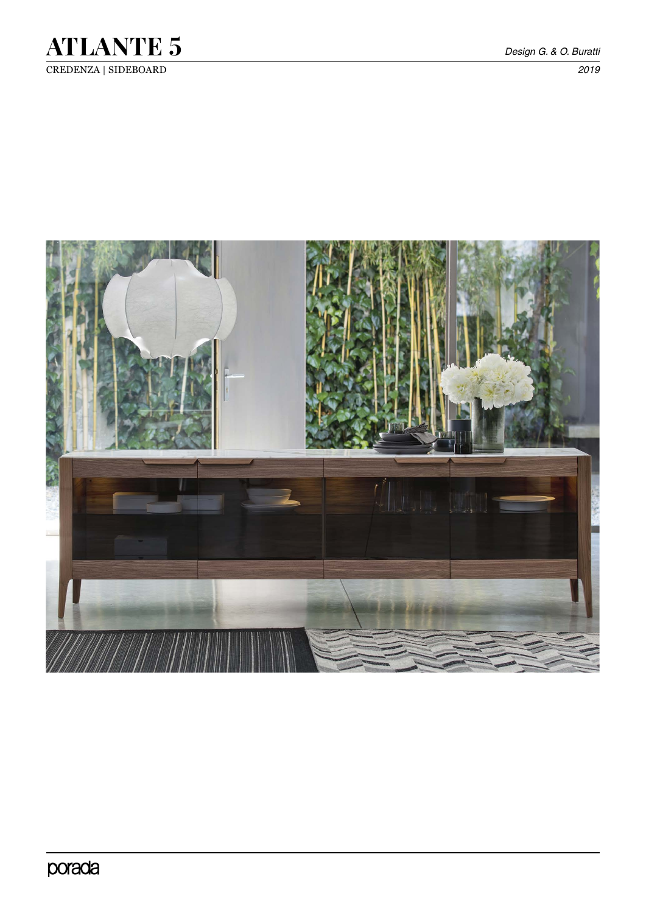# ATLANTE 5

CREDENZA | SIDEBOARD

*Design G. & O. Buratti*

*2019*

porada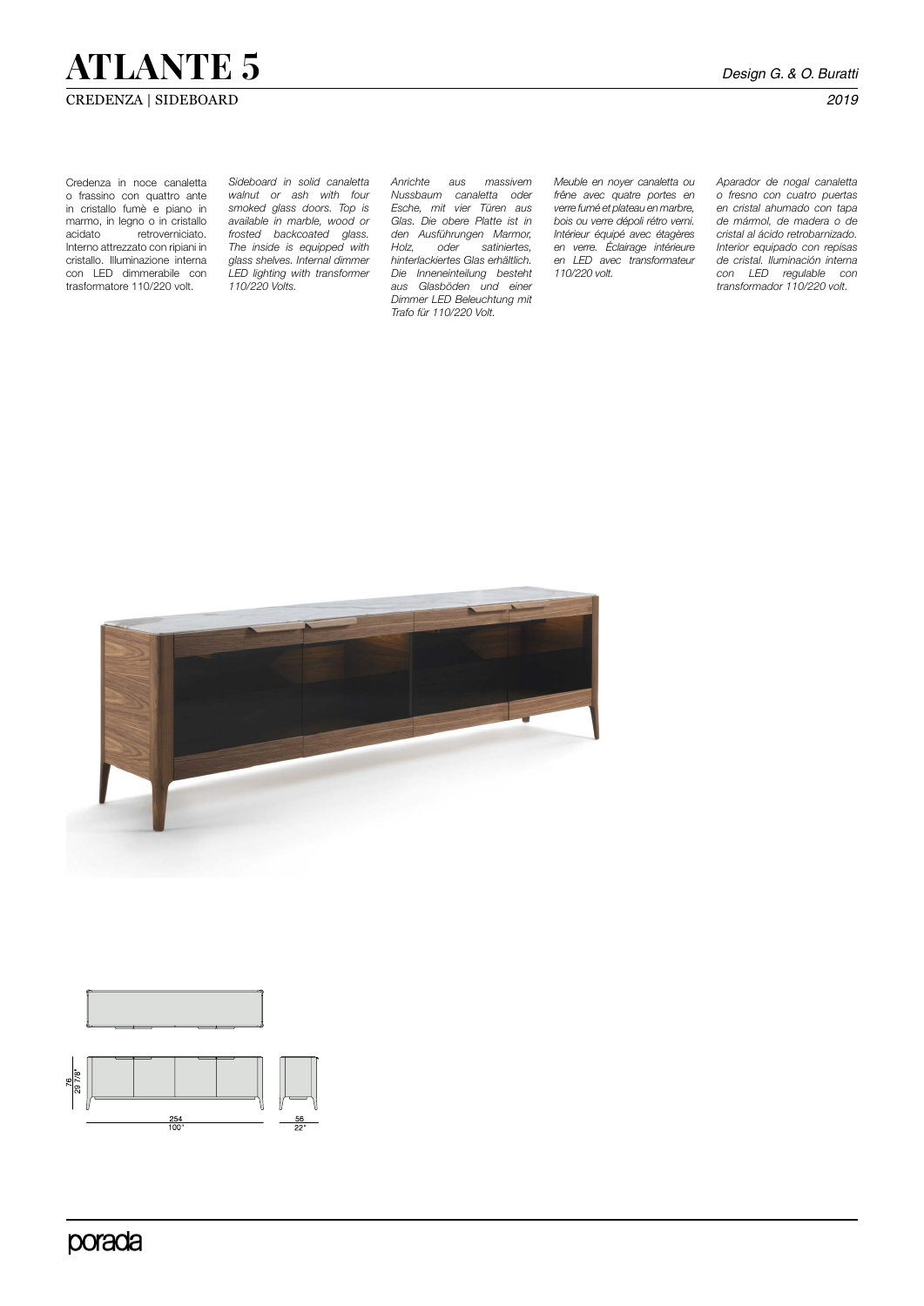# ATLANTE 5

CREDENZA | SIDEBOARD

*Design G. & O. Buratti*

*2019*

Credenza in noce canaletta o frassino con quattro ante in cristallo fumè e piano in marmo, in legno o in cristallo acidato retroverniciato. Interno attrezzato con ripiani in cristallo. Illuminazione interna con LED dimmerabile con trasformatore 110/220 volt.

*Sideboard in solid canaletta walnut or ash with four smoked glass doors. Top is available in marble, wood or frosted backcoated glass. The inside is equipped with glass shelves. Internal dimmer LED lighting with transformer 110/220 Volts.*

*Anrichte aus massivem Nussbaum canaletta oder Esche, mit vier Türen aus Glas. Die obere Platte ist in den Ausführungen Marmor, Holz, oder satiniertes, hinterlackiertes Glas erhältlich. Die Inneneinteilung besteht aus Glasböden und einer Dimmer LED Beleuchtung mit Trafo für 110/220 Volt.*

*Meuble en noyer canaletta ou frêne avec quatre portes en verre fumé et plateau en marbre, bois ou verre dépoli rétro verni. Intérieur équipé avec étagères en verre. Éclairage intérieure en LED avec transformateur 110/220 volt.*

*Aparador de nogal canaletta o fresno con cuatro puertas en cristal ahumado con tapa de mármol, de madera o de cristal al ácido retrobarnizado. Interior equipado con repisas de cristal. Iluminación interna con LED regulable con transformador 110/220 volt.*

76
29 7/8"

254
100"

56
22"

porada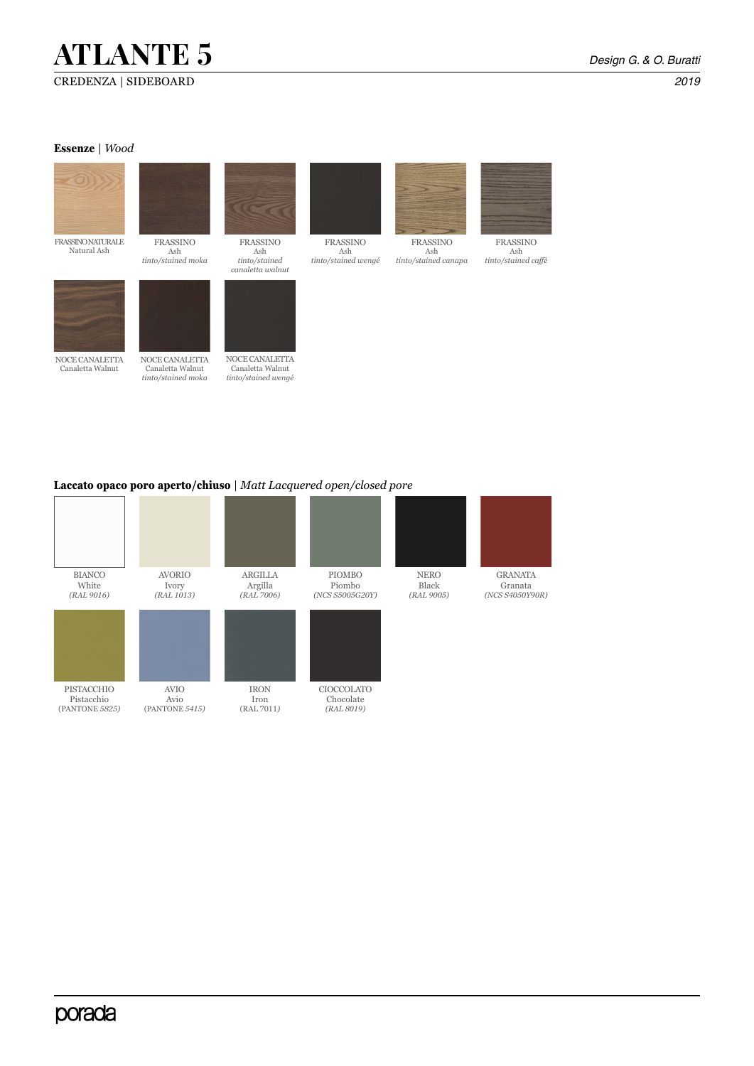# ATLANTE 5

CREDENZA | SIDEBOARD

*Design G. & O. Buratti*

*2019*

**Essenze** | *Wood*

- FRASSINO NATURALE
  Natural Ash
- FRASSINO
  Ash
  *tinto/stained moka*
- FRASSINO
  Ash
  *tinto/stained canaletta walnut*
- FRASSINO
  Ash
  *tinto/stained wengé*
- FRASSINO
  Ash
  *tinto/stained canapa*
- FRASSINO
  Ash
  *tinto/stained caffè*
- NOCE CANALETTA
  Canaletta Walnut
- NOCE CANALETTA
  Canaletta Walnut
  *tinto/stained moka*
- NOCE CANALETTA
  Canaletta Walnut
  *tinto/stained wengé*

**Laccato opaco poro aperto/chiuso** | *Matt Lacquered open/closed pore*

- BIANCO
  White
  *(RAL 9016)*
- AVORIO
  Ivory
  *(RAL 1013)*
- ARGILLA
  Argilla
  *(RAL 7006)*
- PIOMBO
  Piombo
  *(NCS S5005G20Y)*
- NERO
  Black
  *(RAL 9005)*
- GRANATA
  Granata
  *(NCS S4050Y90R)*
- PISTACCHIO
  Pistacchio
  (PANTONE *5825*)
- AVIO
  Avio
  (PANTONE *5415*)
- IRON
  Iron
  (RAL 7011)
- CIOCCOLATO
  Chocolate
  *(RAL 8019)*

porada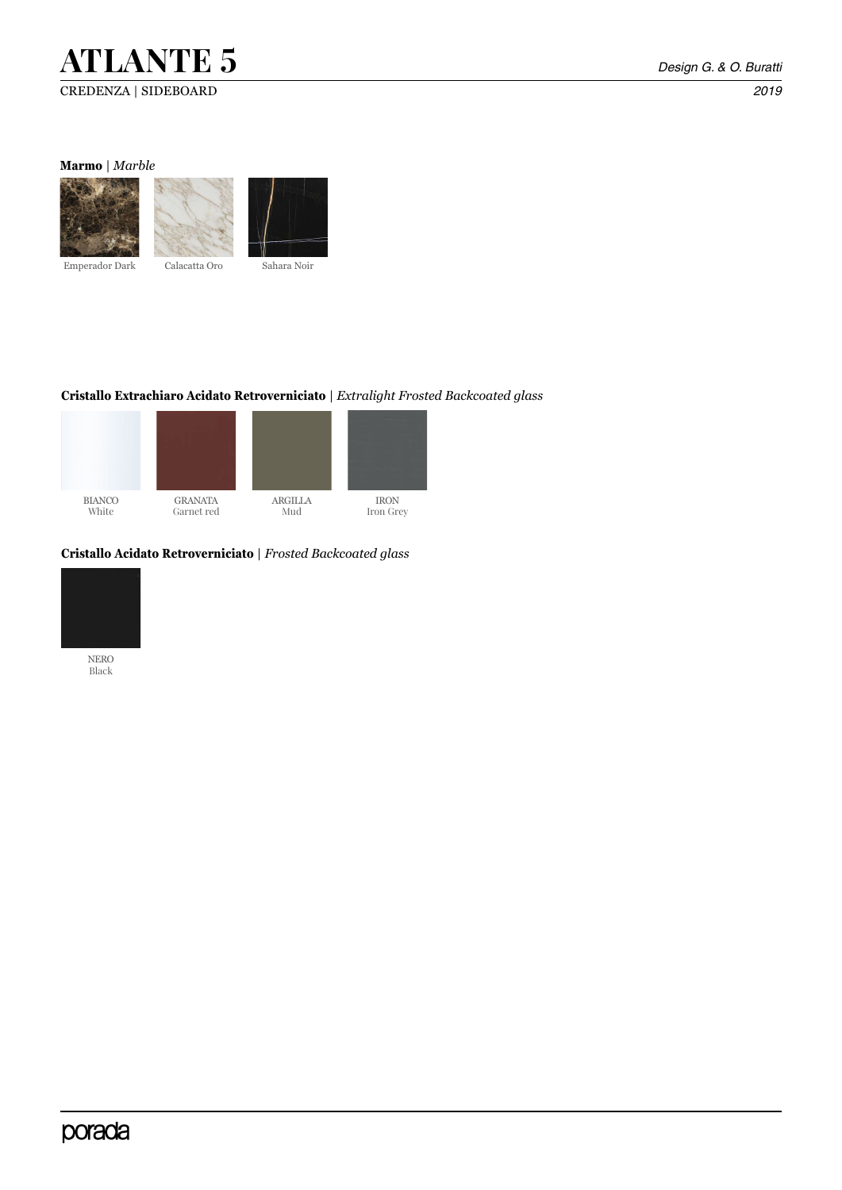# ATLANTE 5

CREDENZA | SIDEBOARD

*Design G. & O. Buratti*

*2019*

**Marmo** | *Marble*

Emperador Dark

Calacatta Oro

Sahara Noir

**Cristallo Extrachiaro Acidato Retroverniciato** | *Extralight Frosted Backcoated glass*

BIANCO
White

GRANATA
Garnet red

ARGILLA
Mud

IRON
Iron Grey

**Cristallo Acidato Retroverniciato** | *Frosted Backcoated glass*

NERO
Black